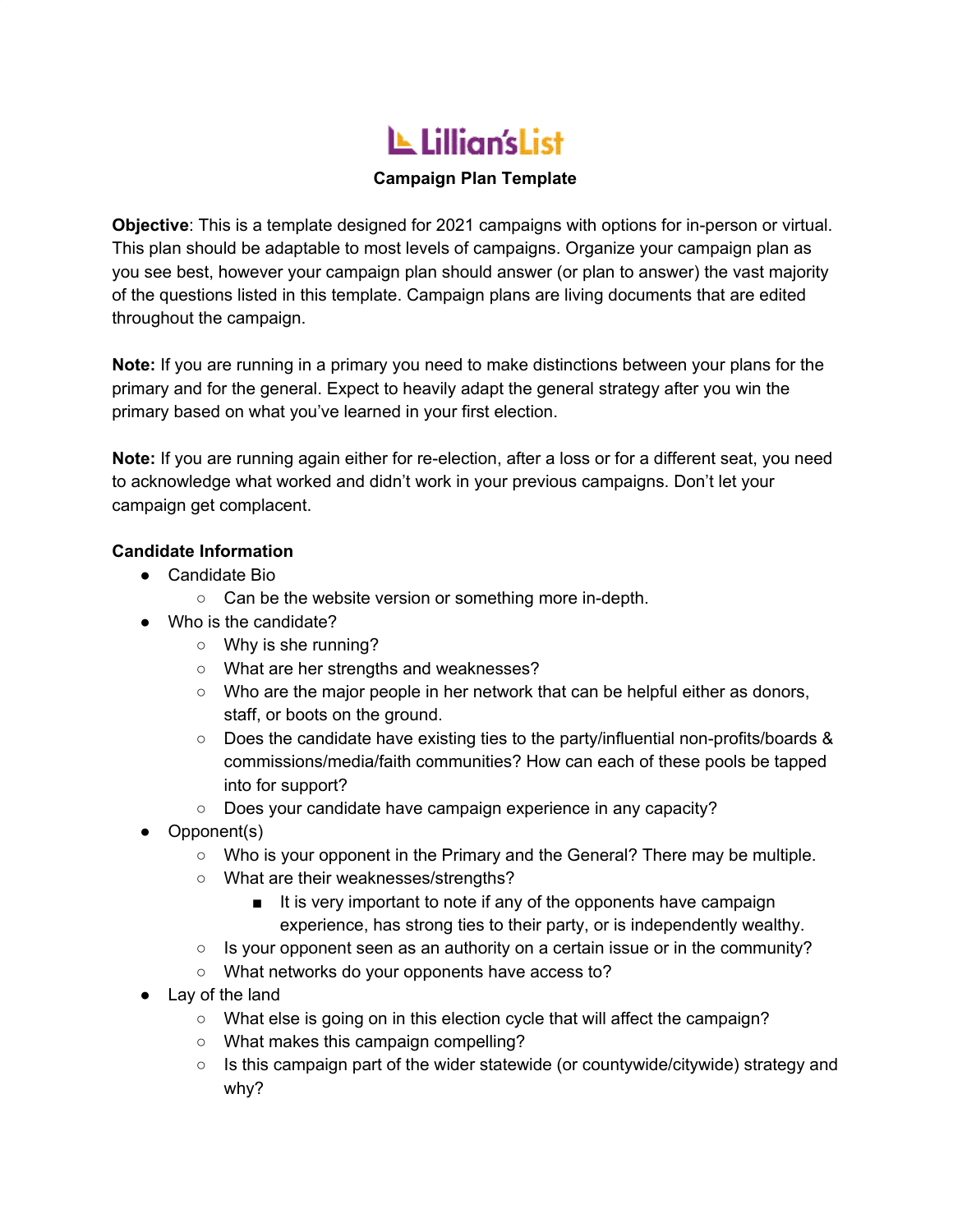# Lillian's List

**Campaign Plan Template**

**Objective**: This is a template designed for 2021 campaigns with options for in-person or virtual. This plan should be adaptable to most levels of campaigns. Organize your campaign plan as you see best, however your campaign plan should answer (or plan to answer) the vast majority of the questions listed in this template. Campaign plans are living documents that are edited throughout the campaign.

**Note:** If you are running in a primary you need to make distinctions between your plans for the primary and for the general. Expect to heavily adapt the general strategy after you win the primary based on what you've learned in your first election.

**Note:** If you are running again either for re-election, after a loss or for a different seat, you need to acknowledge what worked and didn't work in your previous campaigns. Don't let your campaign get complacent.

**Candidate Information**

- Candidate Bio
  - Can be the website version or something more in-depth.
- Who is the candidate?
  - Why is she running?
  - What are her strengths and weaknesses?
  - Who are the major people in her network that can be helpful either as donors, staff, or boots on the ground.
  - Does the candidate have existing ties to the party/influential non-profits/boards & commissions/media/faith communities? How can each of these pools be tapped into for support?
  - Does your candidate have campaign experience in any capacity?
- Opponent(s)
  - Who is your opponent in the Primary and the General? There may be multiple.
  - What are their weaknesses/strengths?
    - It is very important to note if any of the opponents have campaign experience, has strong ties to their party, or is independently wealthy.
  - Is your opponent seen as an authority on a certain issue or in the community?
  - What networks do your opponents have access to?
- Lay of the land
  - What else is going on in this election cycle that will affect the campaign?
  - What makes this campaign compelling?
  - Is this campaign part of the wider statewide (or countywide/citywide) strategy and why?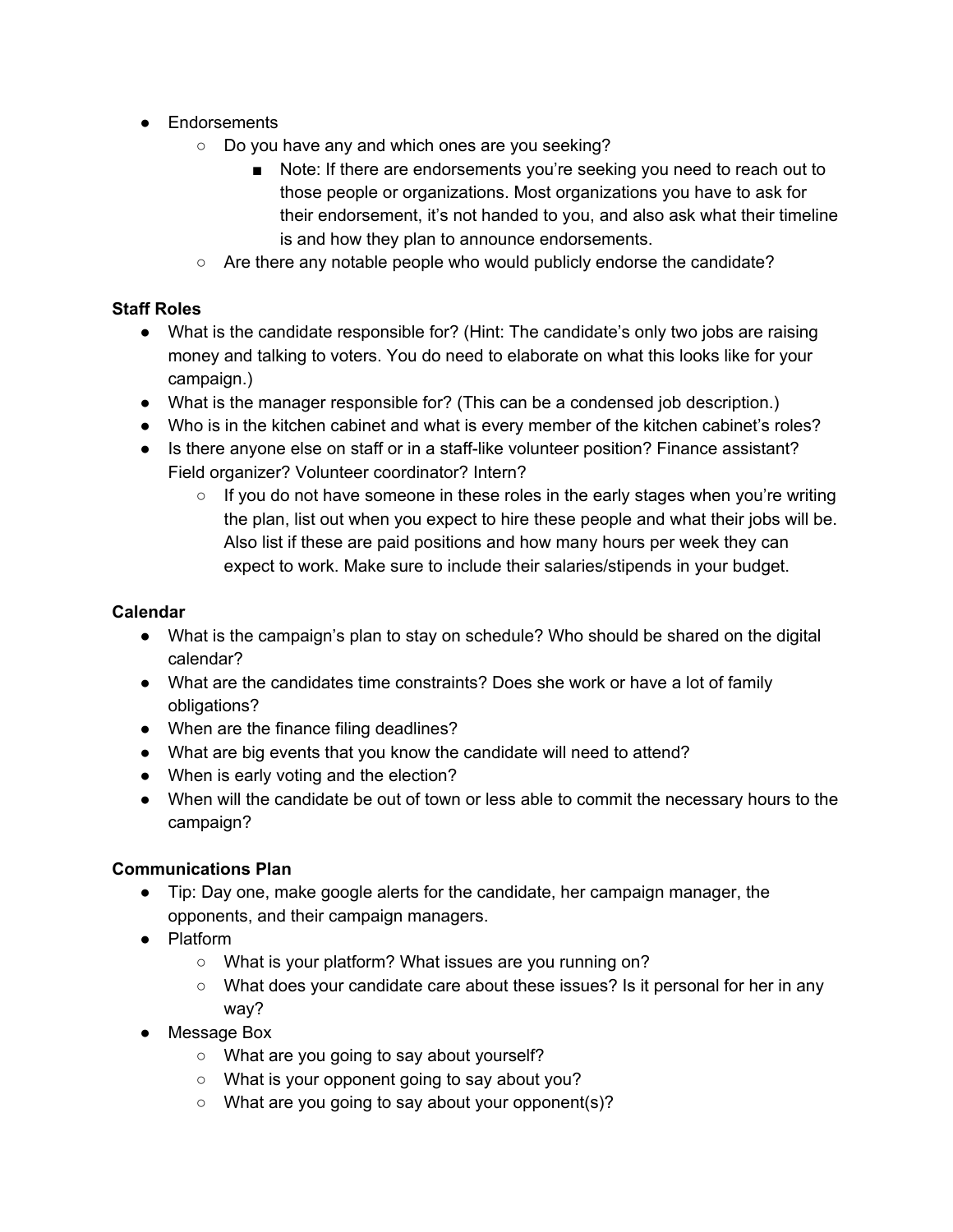- Endorsements
  - Do you have any and which ones are you seeking?
    - Note: If there are endorsements you're seeking you need to reach out to those people or organizations. Most organizations you have to ask for their endorsement, it's not handed to you, and also ask what their timeline is and how they plan to announce endorsements.
  - Are there any notable people who would publicly endorse the candidate?

**Staff Roles**

- What is the candidate responsible for? (Hint: The candidate's only two jobs are raising money and talking to voters. You do need to elaborate on what this looks like for your campaign.)
- What is the manager responsible for? (This can be a condensed job description.)
- Who is in the kitchen cabinet and what is every member of the kitchen cabinet's roles?
- Is there anyone else on staff or in a staff-like volunteer position? Finance assistant? Field organizer? Volunteer coordinator? Intern?
  - If you do not have someone in these roles in the early stages when you're writing the plan, list out when you expect to hire these people and what their jobs will be. Also list if these are paid positions and how many hours per week they can expect to work. Make sure to include their salaries/stipends in your budget.

**Calendar**

- What is the campaign's plan to stay on schedule? Who should be shared on the digital calendar?
- What are the candidates time constraints? Does she work or have a lot of family obligations?
- When are the finance filing deadlines?
- What are big events that you know the candidate will need to attend?
- When is early voting and the election?
- When will the candidate be out of town or less able to commit the necessary hours to the campaign?

**Communications Plan**

- Tip: Day one, make google alerts for the candidate, her campaign manager, the opponents, and their campaign managers.
- Platform
  - What is your platform? What issues are you running on?
  - What does your candidate care about these issues? Is it personal for her in any way?
- Message Box
  - What are you going to say about yourself?
  - What is your opponent going to say about you?
  - What are you going to say about your opponent(s)?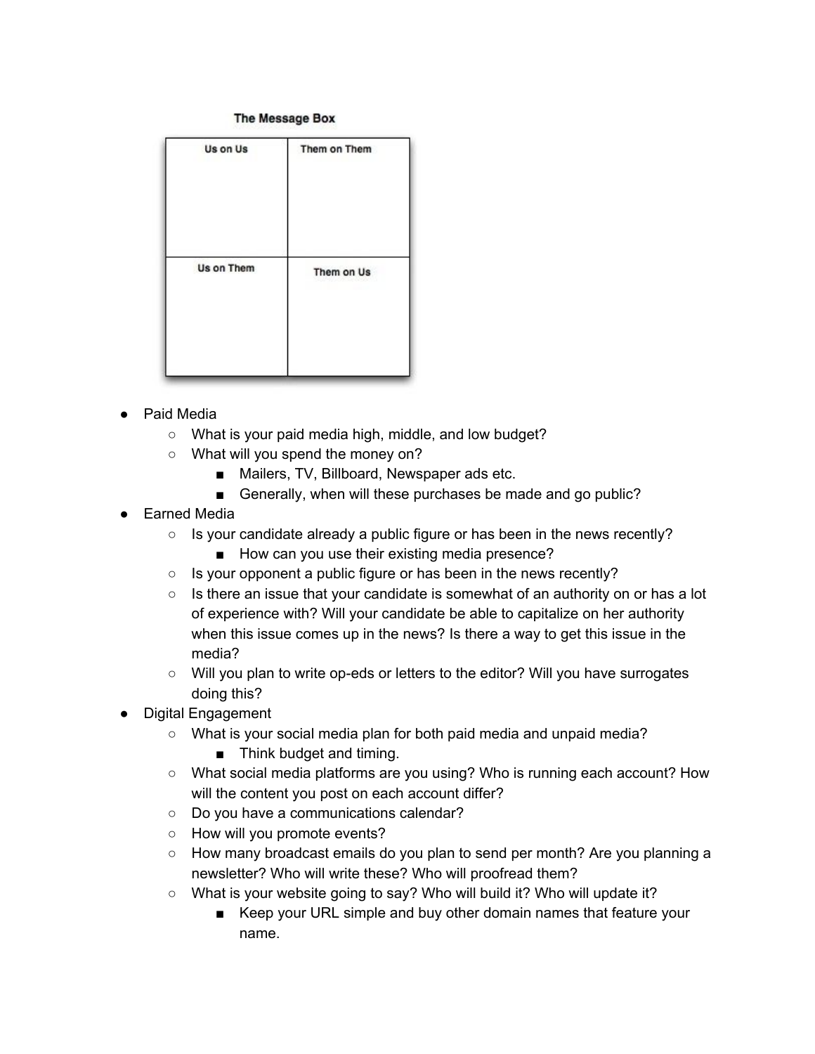**The Message Box**

| Us on Us | Them on Them |
| --- | --- |
| | |
| **Us on Them** | **Them on Us** |
| | |

- Paid Media
  - What is your paid media high, middle, and low budget?
  - What will you spend the money on?
    - Mailers, TV, Billboard, Newspaper ads etc.
    - Generally, when will these purchases be made and go public?
- Earned Media
  - Is your candidate already a public figure or has been in the news recently?
    - How can you use their existing media presence?
  - Is your opponent a public figure or has been in the news recently?
  - Is there an issue that your candidate is somewhat of an authority on or has a lot of experience with? Will your candidate be able to capitalize on her authority when this issue comes up in the news? Is there a way to get this issue in the media?
  - Will you plan to write op-eds or letters to the editor? Will you have surrogates doing this?
- Digital Engagement
  - What is your social media plan for both paid media and unpaid media?
    - Think budget and timing.
  - What social media platforms are you using? Who is running each account? How will the content you post on each account differ?
  - Do you have a communications calendar?
  - How will you promote events?
  - How many broadcast emails do you plan to send per month? Are you planning a newsletter? Who will write these? Who will proofread them?
  - What is your website going to say? Who will build it? Who will update it?
    - Keep your URL simple and buy other domain names that feature your name.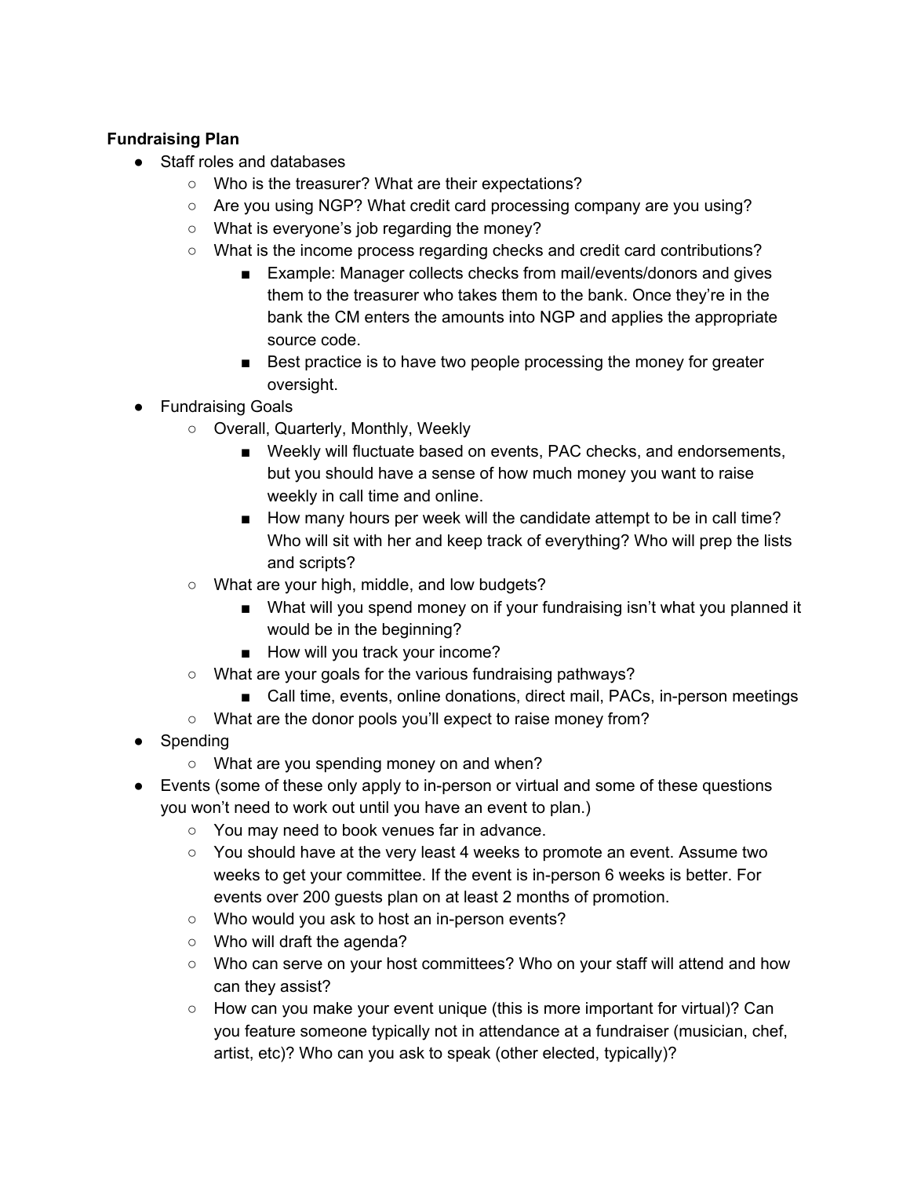**Fundraising Plan**

- Staff roles and databases
    - Who is the treasurer? What are their expectations?
    - Are you using NGP? What credit card processing company are you using?
    - What is everyone's job regarding the money?
    - What is the income process regarding checks and credit card contributions?
        - Example: Manager collects checks from mail/events/donors and gives them to the treasurer who takes them to the bank. Once they're in the bank the CM enters the amounts into NGP and applies the appropriate source code.
        - Best practice is to have two people processing the money for greater oversight.
- Fundraising Goals
    - Overall, Quarterly, Monthly, Weekly
        - Weekly will fluctuate based on events, PAC checks, and endorsements, but you should have a sense of how much money you want to raise weekly in call time and online.
        - How many hours per week will the candidate attempt to be in call time? Who will sit with her and keep track of everything? Who will prep the lists and scripts?
    - What are your high, middle, and low budgets?
        - What will you spend money on if your fundraising isn't what you planned it would be in the beginning?
        - How will you track your income?
    - What are your goals for the various fundraising pathways?
        - Call time, events, online donations, direct mail, PACs, in-person meetings
    - What are the donor pools you'll expect to raise money from?
- Spending
    - What are you spending money on and when?
- Events (some of these only apply to in-person or virtual and some of these questions you won't need to work out until you have an event to plan.)
    - You may need to book venues far in advance.
    - You should have at the very least 4 weeks to promote an event. Assume two weeks to get your committee. If the event is in-person 6 weeks is better. For events over 200 guests plan on at least 2 months of promotion.
    - Who would you ask to host an in-person events?
    - Who will draft the agenda?
    - Who can serve on your host committees? Who on your staff will attend and how can they assist?
    - How can you make your event unique (this is more important for virtual)? Can you feature someone typically not in attendance at a fundraiser (musician, chef, artist, etc)? Who can you ask to speak (other elected, typically)?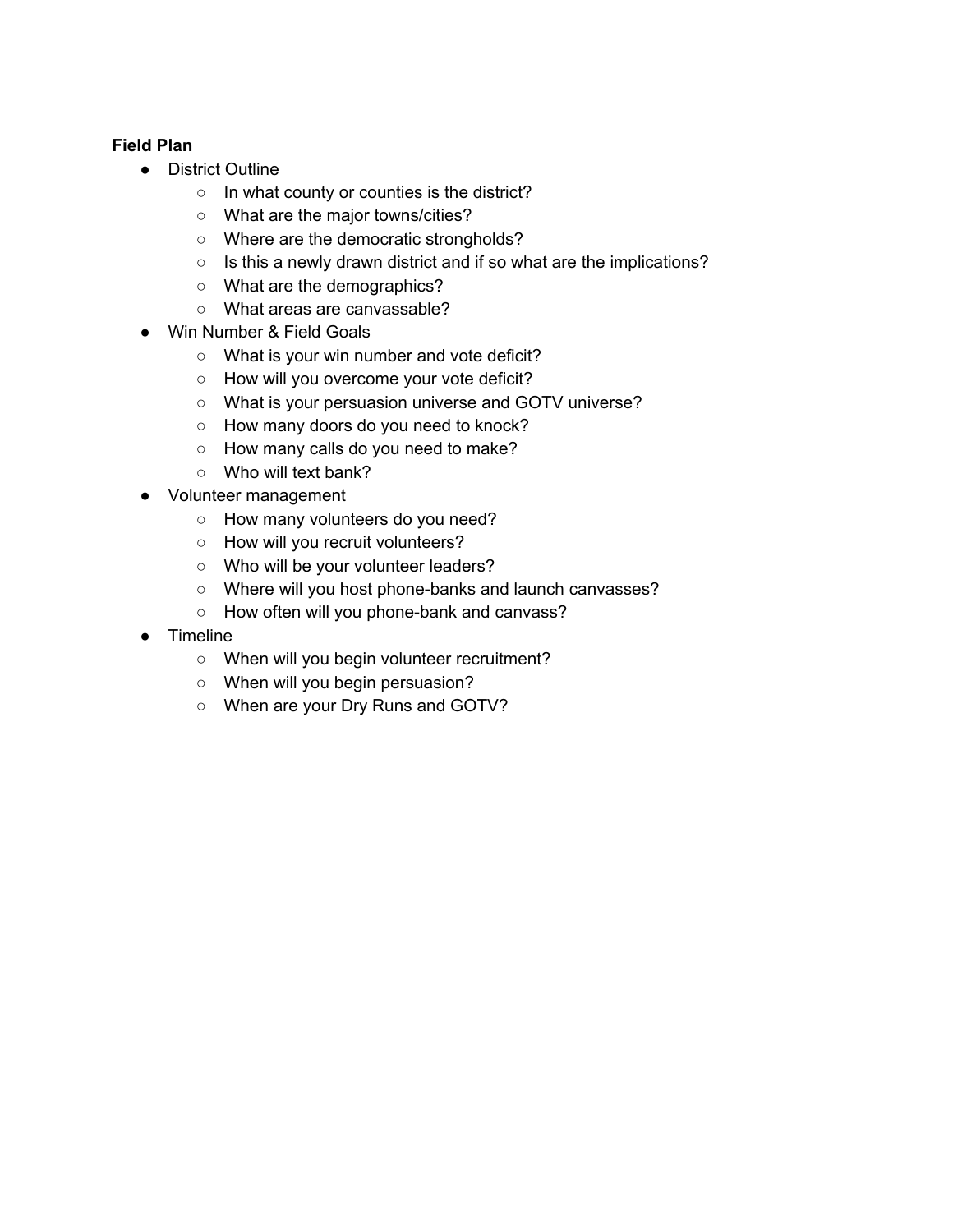**Field Plan**

- District Outline
  - In what county or counties is the district?
  - What are the major towns/cities?
  - Where are the democratic strongholds?
  - Is this a newly drawn district and if so what are the implications?
  - What are the demographics?
  - What areas are canvassable?
- Win Number & Field Goals
  - What is your win number and vote deficit?
  - How will you overcome your vote deficit?
  - What is your persuasion universe and GOTV universe?
  - How many doors do you need to knock?
  - How many calls do you need to make?
  - Who will text bank?
- Volunteer management
  - How many volunteers do you need?
  - How will you recruit volunteers?
  - Who will be your volunteer leaders?
  - Where will you host phone-banks and launch canvasses?
  - How often will you phone-bank and canvass?
- Timeline
  - When will you begin volunteer recruitment?
  - When will you begin persuasion?
  - When are your Dry Runs and GOTV?